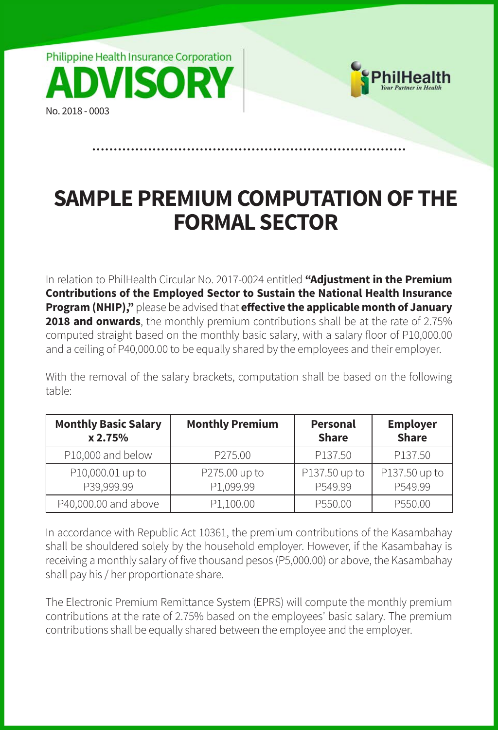Philippine Health Insurance Corporation

# ADVISORY

No. 2018 - 0003

PhilHealth
*Your Partner in Health*

## SAMPLE PREMIUM COMPUTATION OF THE FORMAL SECTOR

In relation to PhilHealth Circular No. 2017-0024 entitled **"Adjustment in the Premium Contributions of the Employed Sector to Sustain the National Health Insurance Program (NHIP),"** please be advised that **effective the applicable month of January 2018 and onwards**, the monthly premium contributions shall be at the rate of 2.75% computed straight based on the monthly basic salary, with a salary floor of P10,000.00 and a ceiling of P40,000.00 to be equally shared by the employees and their employer.

With the removal of the salary brackets, computation shall be based on the following table:

| Monthly Basic Salary x 2.75% | Monthly Premium | Personal Share | Employer Share |
|---|---|---|---|
| P10,000 and below | P275.00 | P137.50 | P137.50 |
| P10,000.01 up to P39,999.99 | P275.00 up to P1,099.99 | P137.50 up to P549.99 | P137.50 up to P549.99 |
| P40,000.00 and above | P1,100.00 | P550.00 | P550.00 |

In accordance with Republic Act 10361, the premium contributions of the Kasambahay shall be shouldered solely by the household employer. However, if the Kasambahay is receiving a monthly salary of five thousand pesos (P5,000.00) or above, the Kasambahay shall pay his / her proportionate share.

The Electronic Premium Remittance System (EPRS) will compute the monthly premium contributions at the rate of 2.75% based on the employees' basic salary. The premium contributions shall be equally shared between the employee and the employer.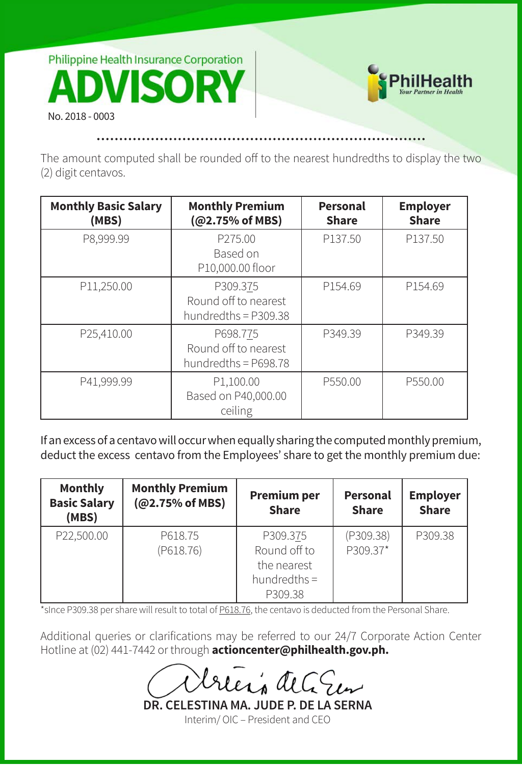Philippine Health Insurance Corporation

# ADVISORY

No. 2018 - 0003

PhilHealth
*Your Partner in Health*

The amount computed shall be rounded off to the nearest hundredths to display the two (2) digit centavos.

| Monthly Basic Salary (MBS) | Monthly Premium (@2.75% of MBS) | Personal Share | Employer Share |
|---|---|---|---|
| P8,999.99 | P275.00 Based on P10,000.00 floor | P137.50 | P137.50 |
| P11,250.00 | P309.375 Round off to nearest hundredths = P309.38 | P154.69 | P154.69 |
| P25,410.00 | P698.775 Round off to nearest hundredths = P698.78 | P349.39 | P349.39 |
| P41,999.99 | P1,100.00 Based on P40,000.00 ceiling | P550.00 | P550.00 |

If an excess of a centavo will occur when equally sharing the computed monthly premium, deduct the excess centavo from the Employees' share to get the monthly premium due:

| Monthly Basic Salary (MBS) | Monthly Premium (@2.75% of MBS) | Premium per Share | Personal Share | Employer Share |
|---|---|---|---|---|
| P22,500.00 | P618.75 (P618.76) | P309.375 Round off to the nearest hundredths = P309.38 | (P309.38) P309.37* | P309.38 |

*sInce P309.38 per share will result to total of P618.76, the centavo is deducted from the Personal Share.

Additional queries or clarifications may be referred to our 24/7 Corporate Action Center Hotline at (02) 441-7442 or through **actioncenter@philhealth.gov.ph.**

**DR. CELESTINA MA. JUDE P. DE LA SERNA**
Interim/ OIC – President and CEO